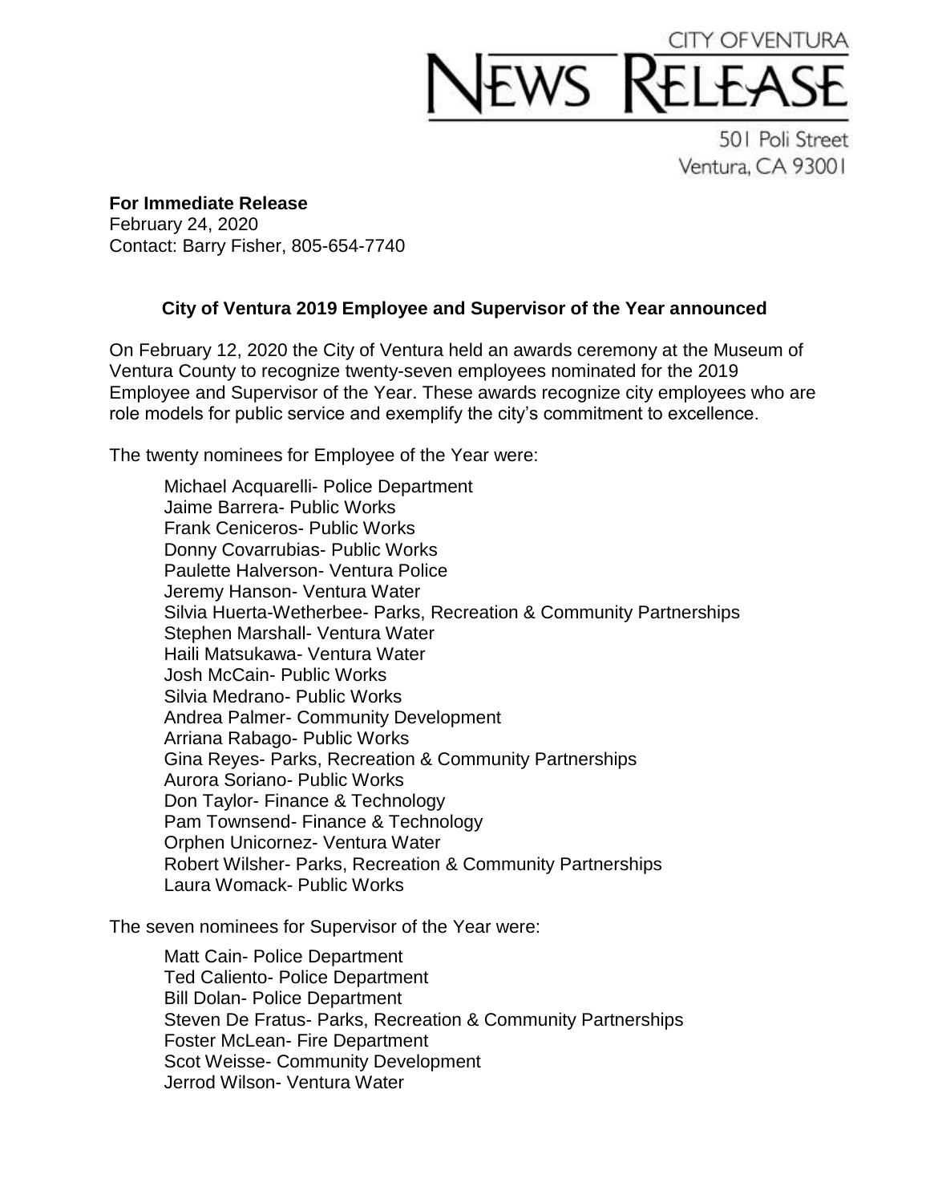CITY OF VENTURA
# NEWS RELEASE

501 Poli Street
Ventura, CA 93001

**For Immediate Release**
February 24, 2020
Contact: Barry Fisher, 805-654-7740

## City of Ventura 2019 Employee and Supervisor of the Year announced

On February 12, 2020 the City of Ventura held an awards ceremony at the Museum of Ventura County to recognize twenty-seven employees nominated for the 2019 Employee and Supervisor of the Year. These awards recognize city employees who are role models for public service and exemplify the city's commitment to excellence.

The twenty nominees for Employee of the Year were:

- Michael Acquarelli- Police Department
- Jaime Barrera- Public Works
- Frank Ceniceros- Public Works
- Donny Covarrubias- Public Works
- Paulette Halverson- Ventura Police
- Jeremy Hanson- Ventura Water
- Silvia Huerta-Wetherbee- Parks, Recreation & Community Partnerships
- Stephen Marshall- Ventura Water
- Haili Matsukawa- Ventura Water
- Josh McCain- Public Works
- Silvia Medrano- Public Works
- Andrea Palmer- Community Development
- Arriana Rabago- Public Works
- Gina Reyes- Parks, Recreation & Community Partnerships
- Aurora Soriano- Public Works
- Don Taylor- Finance & Technology
- Pam Townsend- Finance & Technology
- Orphen Unicornez- Ventura Water
- Robert Wilsher- Parks, Recreation & Community Partnerships
- Laura Womack- Public Works

The seven nominees for Supervisor of the Year were:

- Matt Cain- Police Department
- Ted Caliento- Police Department
- Bill Dolan- Police Department
- Steven De Fratus- Parks, Recreation & Community Partnerships
- Foster McLean- Fire Department
- Scot Weisse- Community Development
- Jerrod Wilson- Ventura Water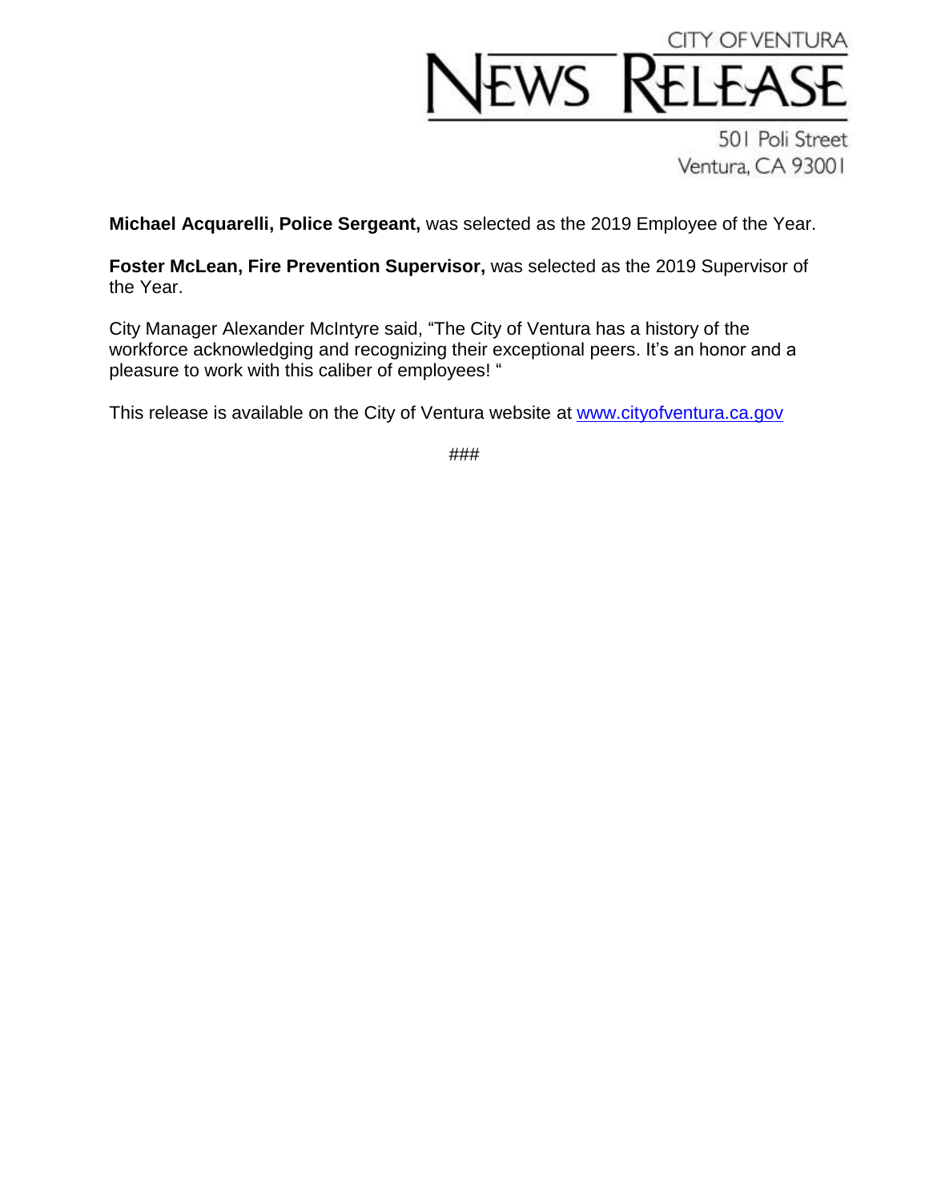# CITY OF VENTURA NEWS RELEASE

501 Poli Street
Ventura, CA 93001

**Michael Acquarelli, Police Sergeant,** was selected as the 2019 Employee of the Year.

**Foster McLean, Fire Prevention Supervisor,** was selected as the 2019 Supervisor of the Year.

City Manager Alexander McIntyre said, "The City of Ventura has a history of the workforce acknowledging and recognizing their exceptional peers. It's an honor and a pleasure to work with this caliber of employees! "

This release is available on the City of Ventura website at www.cityofventura.ca.gov

###